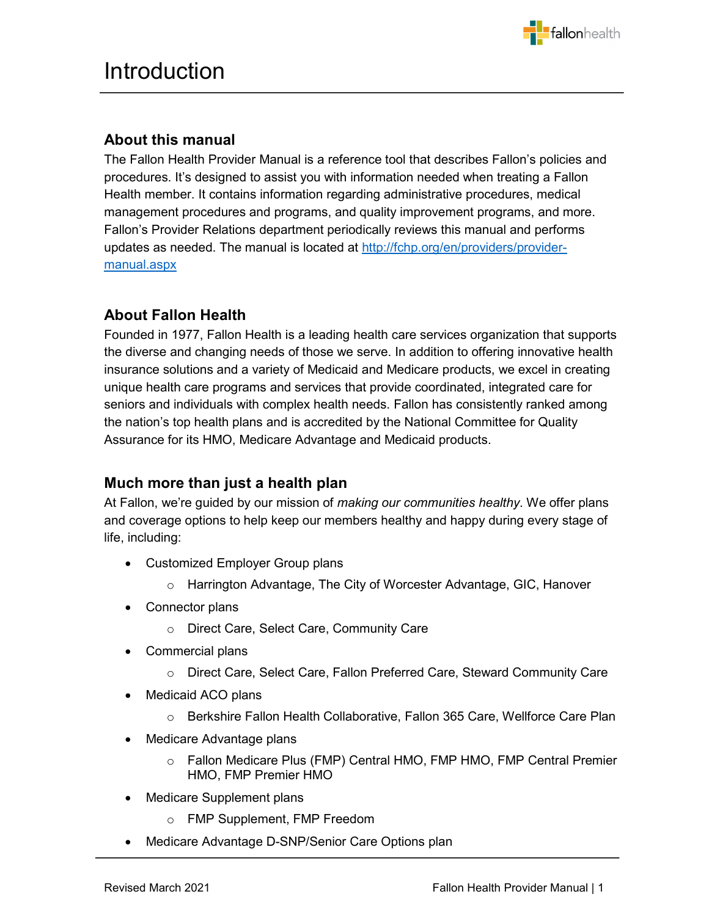# Introduction

## About this manual

The Fallon Health Provider Manual is a reference tool that describes Fallon's policies and procedures. It's designed to assist you with information needed when treating a Fallon Health member. It contains information regarding administrative procedures, medical management procedures and programs, and quality improvement programs, and more. Fallon's Provider Relations department periodically reviews this manual and performs updates as needed. The manual is located at [http://fchp.org/en/providers/provider-manual.aspx](http://fchp.org/en/providers/provider-manual.aspx)

## About Fallon Health

Founded in 1977, Fallon Health is a leading health care services organization that supports the diverse and changing needs of those we serve. In addition to offering innovative health insurance solutions and a variety of Medicaid and Medicare products, we excel in creating unique health care programs and services that provide coordinated, integrated care for seniors and individuals with complex health needs. Fallon has consistently ranked among the nation's top health plans and is accredited by the National Committee for Quality Assurance for its HMO, Medicare Advantage and Medicaid products.

## Much more than just a health plan

At Fallon, we're guided by our mission of *making our communities healthy*. We offer plans and coverage options to help keep our members healthy and happy during every stage of life, including:

- Customized Employer Group plans
  - Harrington Advantage, The City of Worcester Advantage, GIC, Hanover
- Connector plans
  - Direct Care, Select Care, Community Care
- Commercial plans
  - Direct Care, Select Care, Fallon Preferred Care, Steward Community Care
- Medicaid ACO plans
  - Berkshire Fallon Health Collaborative, Fallon 365 Care, Wellforce Care Plan
- Medicare Advantage plans
  - Fallon Medicare Plus (FMP) Central HMO, FMP HMO, FMP Central Premier HMO, FMP Premier HMO
- Medicare Supplement plans
  - FMP Supplement, FMP Freedom
- Medicare Advantage D-SNP/Senior Care Options plan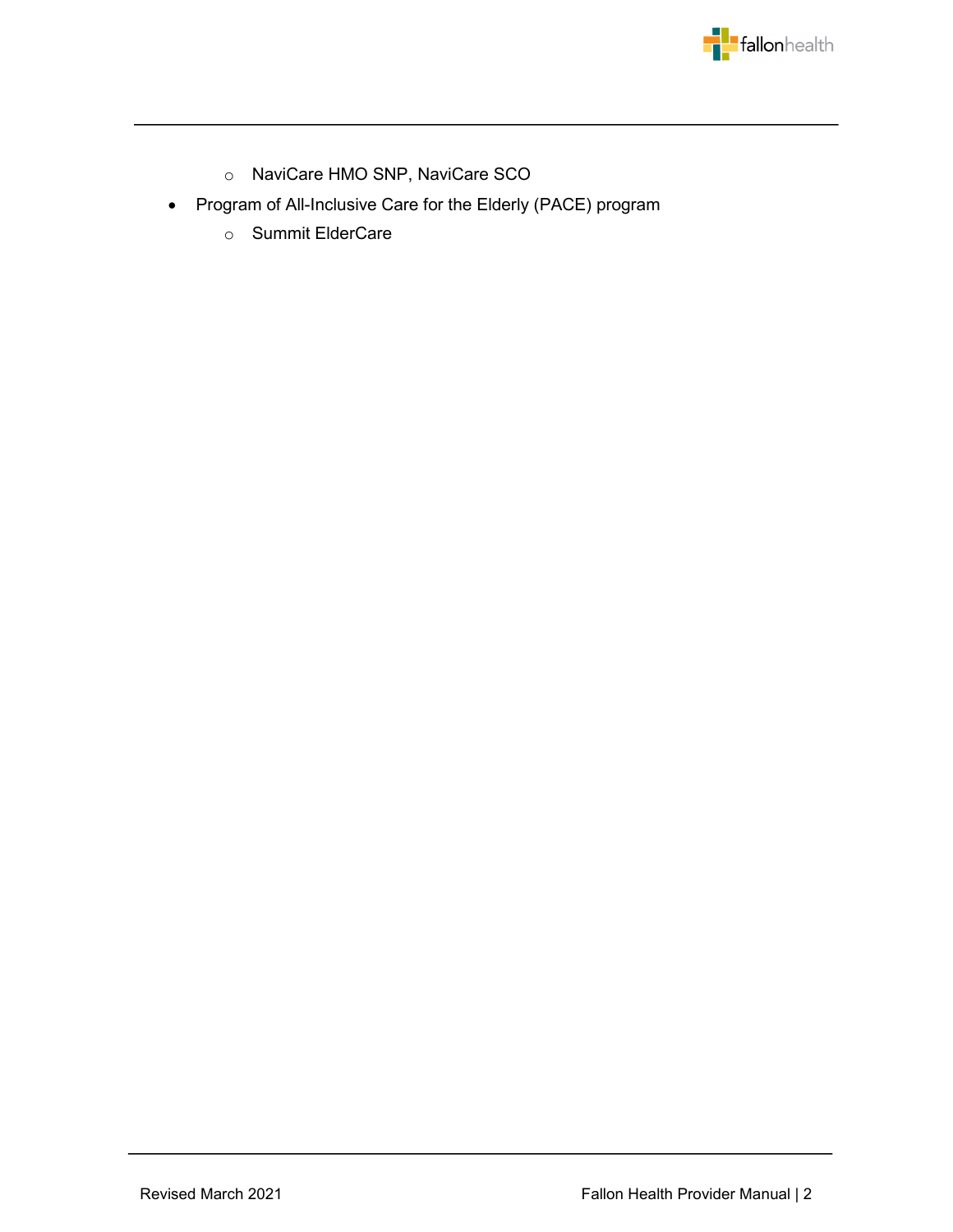- NaviCare HMO SNP, NaviCare SCO
- Program of All-Inclusive Care for the Elderly (PACE) program
    - Summit ElderCare